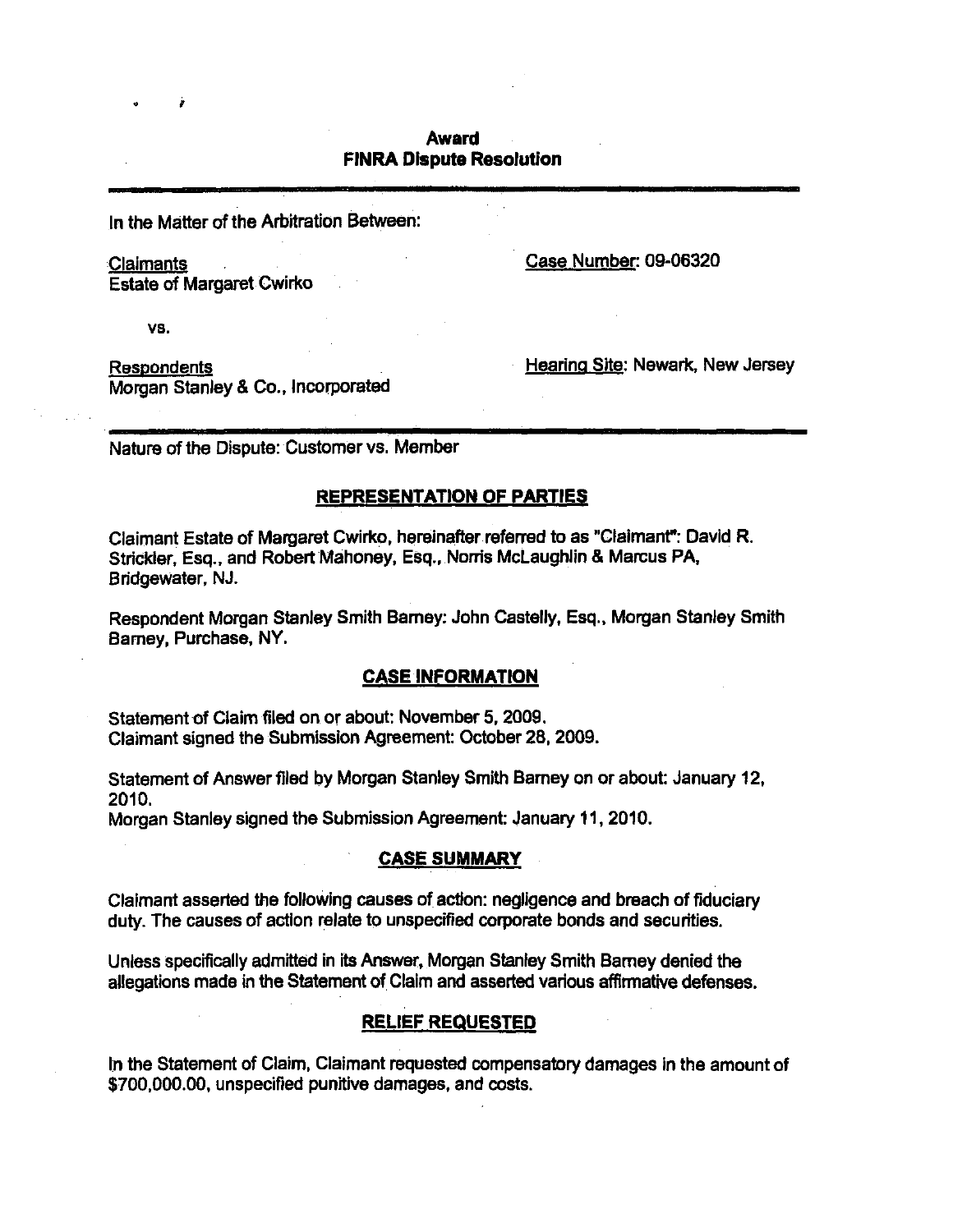**Award**
**FINRA Dispute Resolution**

---

In the Matter of the Arbitration Between:

Claimants
Estate of Margaret Cwirko

Case Number: 09-06320

vs.

Respondents
Morgan Stanley & Co., Incorporated

Hearing Site: Newark, New Jersey

---

Nature of the Dispute: Customer vs. Member

## REPRESENTATION OF PARTIES

Claimant Estate of Margaret Cwirko, hereinafter referred to as "Claimant": David R. Strickler, Esq., and Robert Mahoney, Esq., Norris McLaughlin & Marcus PA, Bridgewater, NJ.

Respondent Morgan Stanley Smith Barney: John Castelly, Esq., Morgan Stanley Smith Barney, Purchase, NY.

## CASE INFORMATION

Statement of Claim filed on or about: November 5, 2009.
Claimant signed the Submission Agreement: October 28, 2009.

Statement of Answer filed by Morgan Stanley Smith Barney on or about: January 12, 2010.
Morgan Stanley signed the Submission Agreement: January 11, 2010.

## CASE SUMMARY

Claimant asserted the following causes of action: negligence and breach of fiduciary duty. The causes of action relate to unspecified corporate bonds and securities.

Unless specifically admitted in its Answer, Morgan Stanley Smith Barney denied the allegations made in the Statement of Claim and asserted various affirmative defenses.

## RELIEF REQUESTED

In the Statement of Claim, Claimant requested compensatory damages in the amount of $700,000.00, unspecified punitive damages, and costs.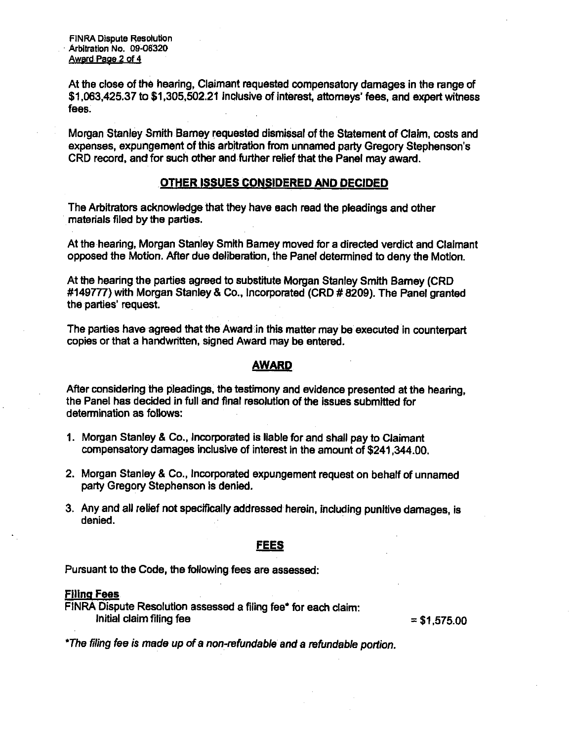At the close of the hearing, Claimant requested compensatory damages in the range of $1,063,425.37 to $1,305,502.21 inclusive of interest, attorneys' fees, and expert witness fees.

Morgan Stanley Smith Barney requested dismissal of the Statement of Claim, costs and expenses, expungement of this arbitration from unnamed party Gregory Stephenson's CRD record, and for such other and further relief that the Panel may award.

## OTHER ISSUES CONSIDERED AND DECIDED

The Arbitrators acknowledge that they have each read the pleadings and other materials filed by the parties.

At the hearing, Morgan Stanley Smith Barney moved for a directed verdict and Claimant opposed the Motion. After due deliberation, the Panel determined to deny the Motion.

At the hearing the parties agreed to substitute Morgan Stanley Smith Barney (CRD #149777) with Morgan Stanley & Co., Incorporated (CRD # 8209). The Panel granted the parties' request.

The parties have agreed that the Award in this matter may be executed in counterpart copies or that a handwritten, signed Award may be entered.

## AWARD

After considering the pleadings, the testimony and evidence presented at the hearing, the Panel has decided in full and final resolution of the issues submitted for determination as follows:

1. Morgan Stanley & Co., Incorporated is liable for and shall pay to Claimant compensatory damages inclusive of interest in the amount of $241,344.00.

2. Morgan Stanley & Co., Incorporated expungement request on behalf of unnamed party Gregory Stephenson is denied.

3. Any and all relief not specifically addressed herein, including punitive damages, is denied.

## FEES

Pursuant to the Code, the following fees are assessed:

**Filing Fees**

FINRA Dispute Resolution assessed a filing fee* for each claim:

Initial claim filing fee = $1,575.00

*\*The filing fee is made up of a non-refundable and a refundable portion.*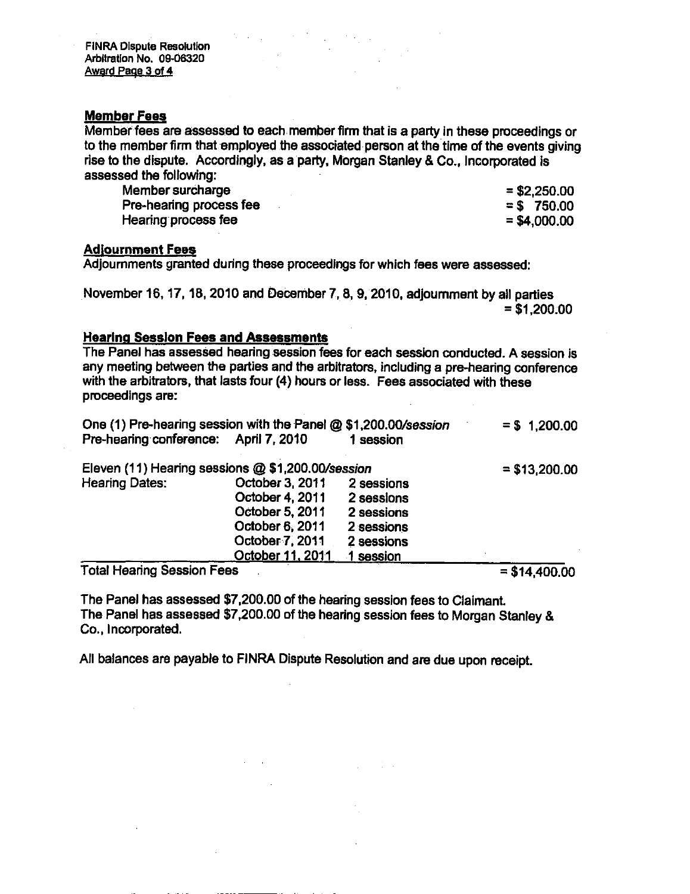#### Member Fees

Member fees are assessed to each member firm that is a party in these proceedings or to the member firm that employed the associated person at the time of the events giving rise to the dispute. Accordingly, as a party, Morgan Stanley & Co., Incorporated is assessed the following:

| | |
|---|---|
| Member surcharge | = $2,250.00 |
| Pre-hearing process fee | = $ 750.00 |
| Hearing process fee | = $4,000.00 |

#### Adjournment Fees

Adjournments granted during these proceedings for which fees were assessed:

November 16, 17, 18, 2010 and December 7, 8, 9, 2010, adjournment by all parties = $1,200.00

#### Hearing Session Fees and Assessments

The Panel has assessed hearing session fees for each session conducted. A session is any meeting between the parties and the arbitrators, including a pre-hearing conference with the arbitrators, that lasts four (4) hours or less. Fees associated with these proceedings are:

| | | | |
|---|---|---|---|
| One (1) Pre-hearing session with the Panel @ *$1,200.00/session* | | | = $ 1,200.00 |
| Pre-hearing conference: | April 7, 2010 | 1 session | |
| | | | |
| Eleven (11) Hearing sessions @ *$1,200.00/session* | | | = $13,200.00 |
| Hearing Dates: | October 3, 2011 | 2 sessions | |
| | October 4, 2011 | 2 sessions | |
| | October 5, 2011 | 2 sessions | |
| | October 6, 2011 | 2 sessions | |
| | October 7, 2011 | 2 sessions | |
| | October 11, 2011 | 1 session | |
| Total Hearing Session Fees | | | = $14,400.00 |

The Panel has assessed $7,200.00 of the hearing session fees to Claimant.
The Panel has assessed $7,200.00 of the hearing session fees to Morgan Stanley & Co., Incorporated.

All balances are payable to FINRA Dispute Resolution and are due upon receipt.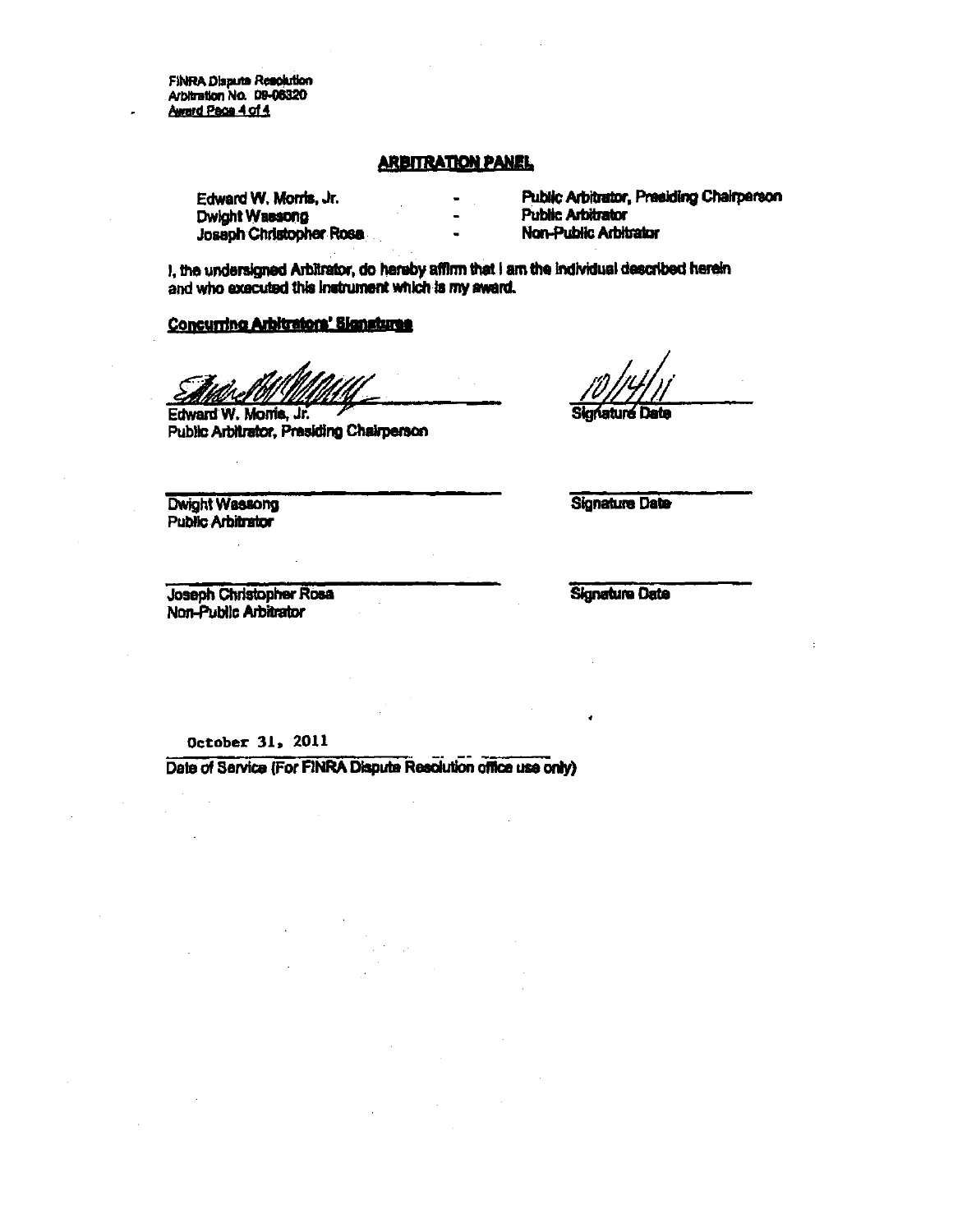FINRA Dispute Resolution
Arbitration No. 09-06320

## ARBITRATION PANEL

| | | |
|---|---|---|
| Edward W. Morris, Jr. | - | Public Arbitrator, Presiding Chairperson |
| Dwight Wassong | - | Public Arbitrator |
| Joseph Christopher Rosa | - | Non-Public Arbitrator |

I, the undersigned Arbitrator, do hereby affirm that I am the individual described herein and who executed this instrument which is my award.

**Concurring Arbitrators' Signatures**

| | |
|---|---|
| [signature] | 10/14/11 |
| Edward W. Morris, Jr.<br>Public Arbitrator, Presiding Chairperson | Signature Date |
| | |
| Dwight Wassong<br>Public Arbitrator | Signature Date |
| | |
| Joseph Christopher Rosa<br>Non-Public Arbitrator | Signature Date |

October 31, 2011

Date of Service (For FINRA Dispute Resolution office use only)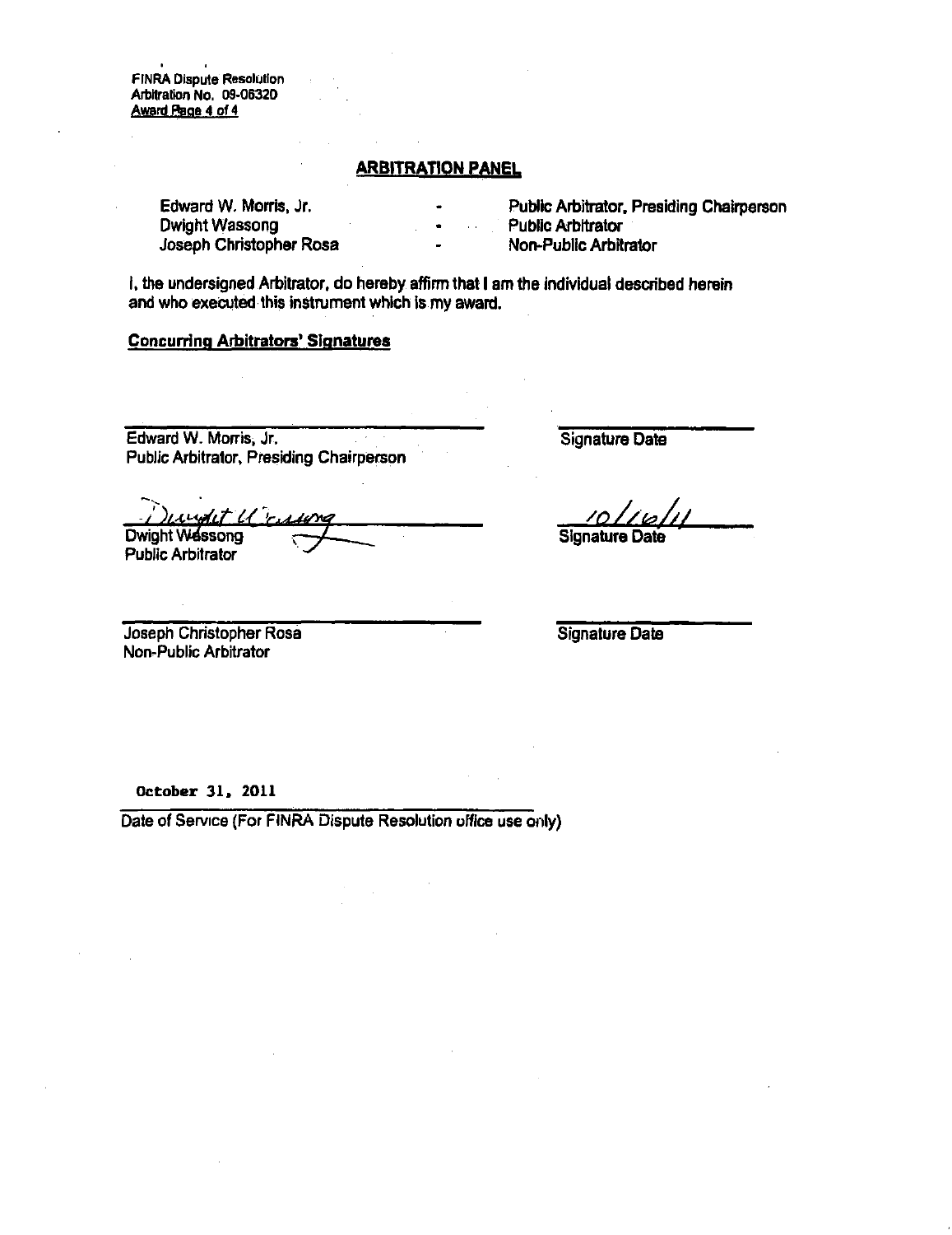FINRA Dispute Resolution
Arbitration No. 09-06320

## ARBITRATION PANEL

| | | |
|---|---|---|
| Edward W. Morris, Jr. | - | Public Arbitrator, Presiding Chairperson |
| Dwight Wassong | - | Public Arbitrator |
| Joseph Christopher Rosa | - | Non-Public Arbitrator |

I, the undersigned Arbitrator, do hereby affirm that I am the individual described herein and who executed this instrument which is my award.

**Concurring Arbitrators' Signatures**

______________________________
Edward W. Morris, Jr.
Public Arbitrator, Presiding Chairperson

______________
Signature Date

Dwight Wassong
Dwight Wassong
Public Arbitrator

10/16/11
Signature Date

______________________________
Joseph Christopher Rosa
Non-Public Arbitrator

______________
Signature Date

October 31, 2011
Date of Service (For FINRA Dispute Resolution office use only)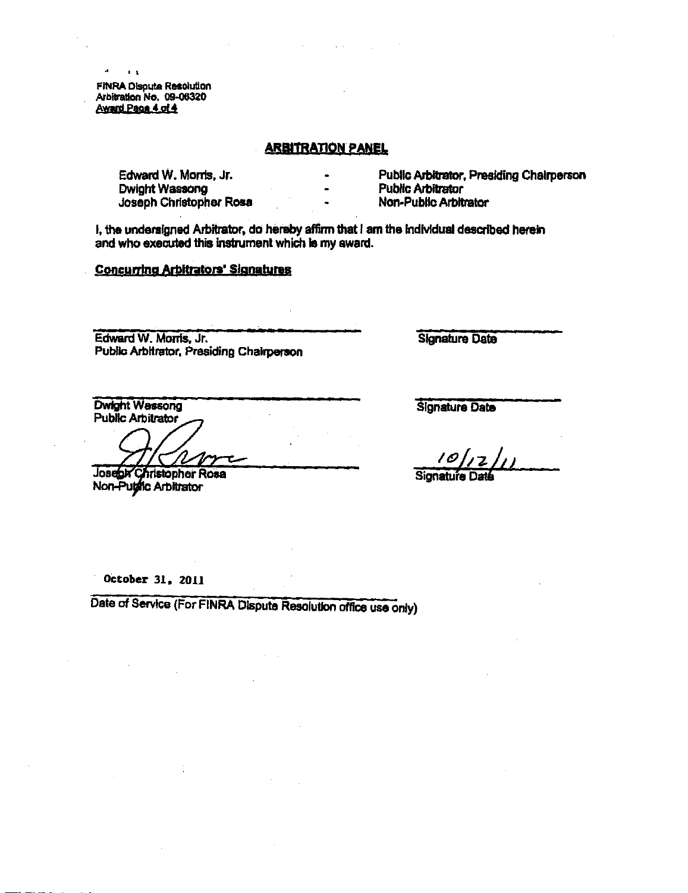FINRA Dispute Resolution
Arbitration No. 09-06320

## ARBITRATION PANEL

| | | |
|---|---|---|
| Edward W. Morris, Jr. | - | Public Arbitrator, Presiding Chairperson |
| Dwight Wassong | - | Public Arbitrator |
| Joseph Christopher Rosa | - | Non-Public Arbitrator |

I, the undersigned Arbitrator, do hereby affirm that I am the individual described herein and who executed this instrument which is my award.

**Concurring Arbitrators' Signatures**

Edward W. Morris, Jr.
Public Arbitrator, Presiding Chairperson

Signature Date

Dwight Wassong
Public Arbitrator

Signature Date

Joseph Christopher Rosa
Non-Public Arbitrator

10/12/11
Signature Date

October 31, 2011

Date of Service (For FINRA Dispute Resolution office use only)